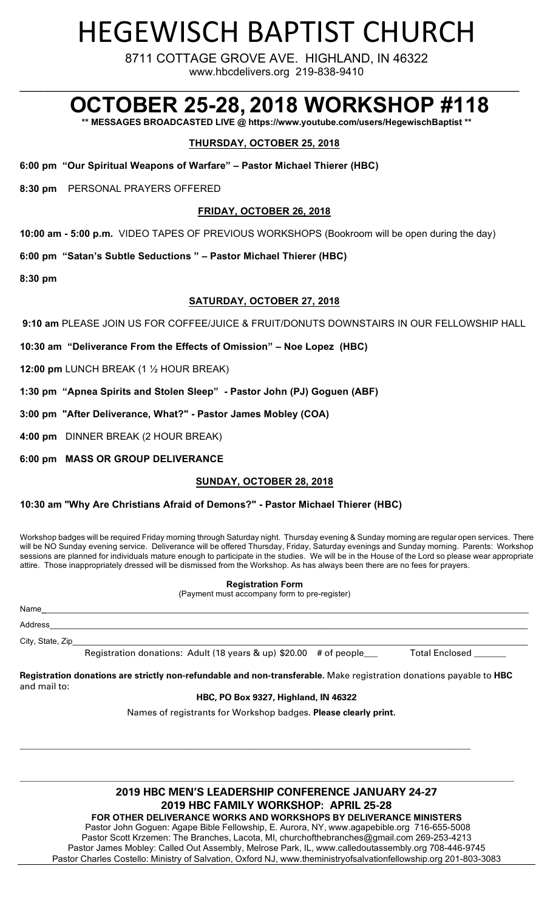# HEGEWISCH BAPTIST CHURCH

8711 COTTAGE GROVE AVE. HIGHLAND, IN 46322

www.hbcdelivers.org 219-838-9410

# OCTOBER 25-28, 2018 WORKSHOP #118

**** MESSAGES BROADCASTED LIVE @ https://www.youtube.com/users/HegewischBaptist ****

## THURSDAY, OCTOBER 25, 2018

**6:00 pm "Our Spiritual Weapons of Warfare" – Pastor Michael Thierer (HBC)**

**8:30 pm** PERSONAL PRAYERS OFFERED

## FRIDAY, OCTOBER 26, 2018

**10:00 am - 5:00 p.m.** VIDEO TAPES OF PREVIOUS WORKSHOPS (Bookroom will be open during the day)

**6:00 pm "Satan's Subtle Seductions " – Pastor Michael Thierer (HBC)**

**8:30 pm**

## SATURDAY, OCTOBER 27, 2018

**9:10 am** PLEASE JOIN US FOR COFFEE/JUICE & FRUIT/DONUTS DOWNSTAIRS IN OUR FELLOWSHIP HALL

**10:30 am "Deliverance From the Effects of Omission" – Noe Lopez (HBC)**

**12:00 pm** LUNCH BREAK (1 ½ HOUR BREAK)

**1:30 pm "Apnea Spirits and Stolen Sleep" - Pastor John (PJ) Goguen (ABF)**

**3:00 pm "After Deliverance, What?" - Pastor James Mobley (COA)**

**4:00 pm** DINNER BREAK (2 HOUR BREAK)

**6:00 pm MASS OR GROUP DELIVERANCE**

## SUNDAY, OCTOBER 28, 2018

**10:30 am "Why Are Christians Afraid of Demons?" - Pastor Michael Thierer (HBC)**

Workshop badges will be required Friday morning through Saturday night. Thursday evening & Sunday morning are regular open services. There will be NO Sunday evening service. Deliverance will be offered Thursday, Friday, Saturday evenings and Sunday morning. Parents: Workshop sessions are planned for individuals mature enough to participate in the studies. We will be in the House of the Lord so please wear appropriate attire. Those inappropriately dressed will be dismissed from the Workshop. As has always been there are no fees for prayers.

**Registration Form**

(Payment must accompany form to pre-register)

Name\_\_\_\_\_\_\_\_\_\_\_\_\_\_\_\_\_\_\_\_\_\_\_\_\_\_\_\_\_\_\_\_\_\_\_\_\_\_\_\_

Address\_\_\_\_\_\_\_\_\_\_\_\_\_\_\_\_\_\_\_\_\_\_\_\_\_\_\_\_\_\_\_\_\_\_\_\_\_\_\_\_

City, State, Zip\_\_\_\_\_\_\_\_\_\_\_\_\_\_\_\_\_\_\_\_\_\_\_\_\_\_\_\_\_\_\_\_\_\_\_\_\_\_\_\_

Registration donations: Adult (18 years & up) $20.00 # of people\_\_\_ Total Enclosed \_\_\_\_\_\_

**Registration donations are strictly non-refundable and non-transferable.** Make registration donations payable to **HBC** and mail to:

**HBC, PO Box 9327, Highland, IN 46322**

Names of registrants for Workshop badges. **Please clearly print.**

\_\_\_\_\_\_\_\_\_\_\_\_\_\_\_\_\_\_\_\_\_\_\_\_\_\_\_\_\_\_\_\_\_\_\_\_\_\_\_\_

**2019 HBC MEN'S LEADERSHIP CONFERENCE JANUARY 24-27**

**2019 HBC FAMILY WORKSHOP: APRIL 25-28**

**FOR OTHER DELIVERANCE WORKS AND WORKSHOPS BY DELIVERANCE MINISTERS**

Pastor John Goguen: Agape Bible Fellowship, E. Aurora, NY, www.agapebible.org 716-655-5008

Pastor Scott Krzemen: The Branches, Lacota, MI, churchofthebranches@gmail.com 269-253-4213

Pastor James Mobley: Called Out Assembly, Melrose Park, IL, www.calledoutassembly.org 708-446-9745

Pastor Charles Costello: Ministry of Salvation, Oxford NJ, www.theministryofsalvationfellowship.org 201-803-3083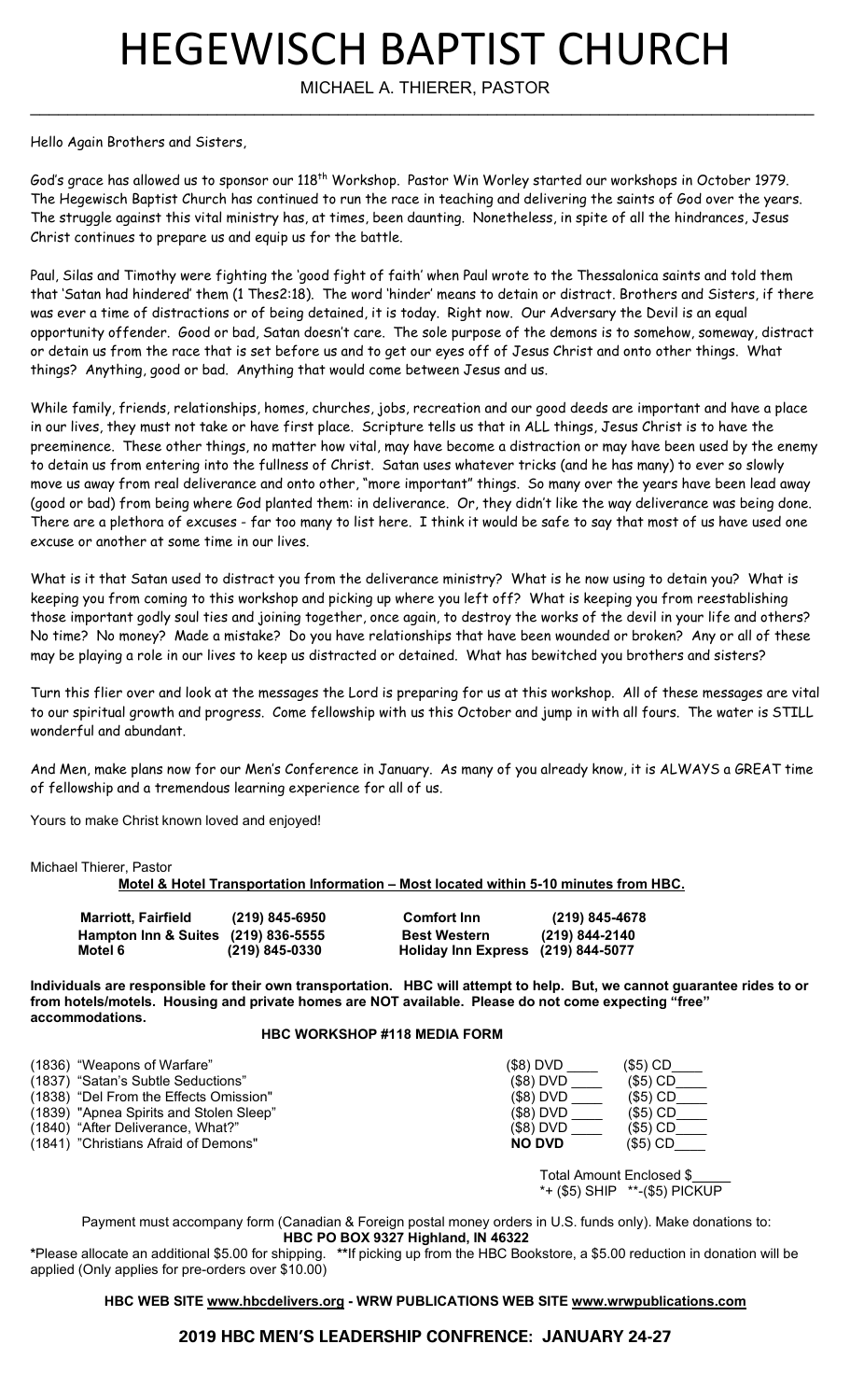# HEGEWISCH BAPTIST CHURCH

MICHAEL A. THIERER, PASTOR

Hello Again Brothers and Sisters,

God's grace has allowed us to sponsor our 118th Workshop. Pastor Win Worley started our workshops in October 1979. The Hegewisch Baptist Church has continued to run the race in teaching and delivering the saints of God over the years. The struggle against this vital ministry has, at times, been daunting. Nonetheless, in spite of all the hindrances, Jesus Christ continues to prepare us and equip us for the battle.

Paul, Silas and Timothy were fighting the 'good fight of faith' when Paul wrote to the Thessalonica saints and told them that 'Satan had hindered' them (1 Thes2:18). The word 'hinder' means to detain or distract. Brothers and Sisters, if there was ever a time of distractions or of being detained, it is today. Right now. Our Adversary the Devil is an equal opportunity offender. Good or bad, Satan doesn't care. The sole purpose of the demons is to somehow, someway, distract or detain us from the race that is set before us and to get our eyes off of Jesus Christ and onto other things. What things? Anything, good or bad. Anything that would come between Jesus and us.

While family, friends, relationships, homes, churches, jobs, recreation and our good deeds are important and have a place in our lives, they must not take or have first place. Scripture tells us that in ALL things, Jesus Christ is to have the preeminence. These other things, no matter how vital, may have become a distraction or may have been used by the enemy to detain us from entering into the fullness of Christ. Satan uses whatever tricks (and he has many) to ever so slowly move us away from real deliverance and onto other, "more important" things. So many over the years have been lead away (good or bad) from being where God planted them: in deliverance. Or, they didn't like the way deliverance was being done. There are a plethora of excuses - far too many to list here. I think it would be safe to say that most of us have used one excuse or another at some time in our lives.

What is it that Satan used to distract you from the deliverance ministry? What is he now using to detain you? What is keeping you from coming to this workshop and picking up where you left off? What is keeping you from reestablishing those important godly soul ties and joining together, once again, to destroy the works of the devil in your life and others? No time? No money? Made a mistake? Do you have relationships that have been wounded or broken? Any or all of these may be playing a role in our lives to keep us distracted or detained. What has bewitched you brothers and sisters?

Turn this flier over and look at the messages the Lord is preparing for us at this workshop. All of these messages are vital to our spiritual growth and progress. Come fellowship with us this October and jump in with all fours. The water is STILL wonderful and abundant.

And Men, make plans now for our Men's Conference in January. As many of you already know, it is ALWAYS a GREAT time of fellowship and a tremendous learning experience for all of us.

Yours to make Christ known loved and enjoyed!

Michael Thierer, Pastor

**Motel & Hotel Transportation Information – Most located within 5-10 minutes from HBC.**

| | | | |
|---|---|---|---|
| **Marriott, Fairfield** | **(219) 845-6950** | **Comfort Inn** | **(219) 845-4678** |
| **Hampton Inn & Suites** | **(219) 836-5555** | **Best Western** | **(219) 844-2140** |
| **Motel 6** | **(219) 845-0330** | **Holiday Inn Express** | **(219) 844-5077** |

**Individuals are responsible for their own transportation. HBC will attempt to help. But, we cannot guarantee rides to or from hotels/motels. Housing and private homes are NOT available. Please do not come expecting "free" accommodations.**

**HBC WORKSHOP #118 MEDIA FORM**

| | | |
|---|---|---|
| (1836) "Weapons of Warfare" | ($8) DVD ____ | ($5) CD____ |
| (1837) "Satan's Subtle Seductions" | ($8) DVD ____ | ($5) CD____ |
| (1838) "Del From the Effects Omission" | ($8) DVD ____ | ($5) CD____ |
| (1839) "Apnea Spirits and Stolen Sleep" | ($8) DVD ____ | ($5) CD____ |
| (1840) "After Deliverance, What?" | ($8) DVD ____ | ($5) CD____ |
| (1841) "Christians Afraid of Demons" | **NO DVD** | ($5) CD____ |

Total Amount Enclosed $_____
*+ ($5) SHIP **-($5) PICKUP

Payment must accompany form (Canadian & Foreign postal money orders in U.S. funds only). Make donations to:
**HBC PO BOX 9327 Highland, IN 46322**

*Please allocate an additional $5.00 for shipping. **If picking up from the HBC Bookstore, a $5.00 reduction in donation will be applied (Only applies for pre-orders over $10.00)

**HBC WEB SITE www.hbcdelivers.org - WRW PUBLICATIONS WEB SITE www.wrwpublications.com**

**2019 HBC MEN'S LEADERSHIP CONFRENCE: JANUARY 24-27**